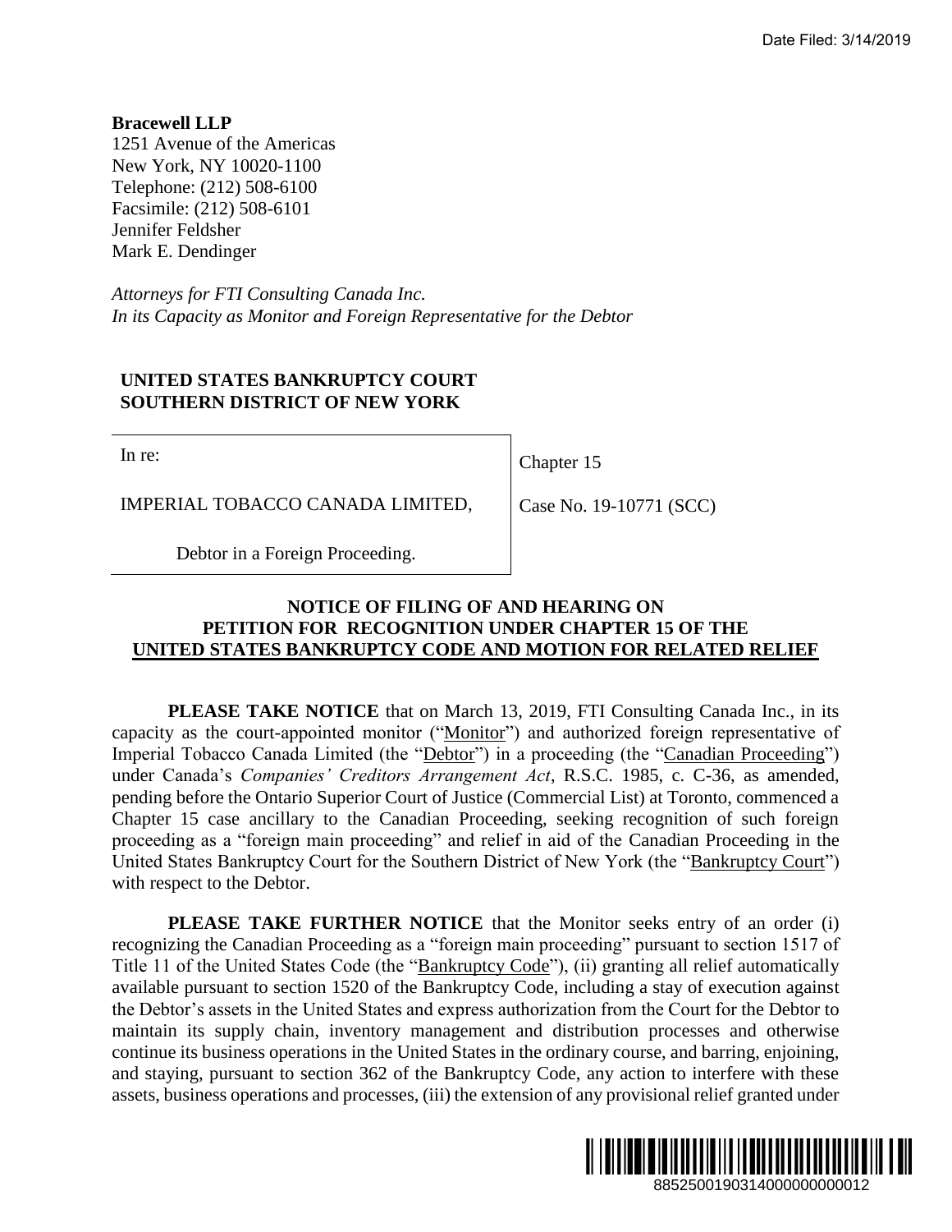**Bracewell LLP**
1251 Avenue of the Americas
New York, NY 10020-1100
Telephone: (212) 508-6100
Facsimile: (212) 508-6101
Jennifer Feldsher
Mark E. Dendinger

*Attorneys for FTI Consulting Canada Inc.*
*In its Capacity as Monitor and Foreign Representative for the Debtor*

**UNITED STATES BANKRUPTCY COURT**
**SOUTHERN DISTRICT OF NEW YORK**

| In re: | Chapter 15 |
|---|---|
| IMPERIAL TOBACCO CANADA LIMITED, | Case No. 19-10771 (SCC) |
| Debtor in a Foreign Proceeding. | |

**NOTICE OF FILING OF AND HEARING ON PETITION FOR RECOGNITION UNDER CHAPTER 15 OF THE UNITED STATES BANKRUPTCY CODE AND MOTION FOR RELATED RELIEF**

**PLEASE TAKE NOTICE** that on March 13, 2019, FTI Consulting Canada Inc., in its capacity as the court-appointed monitor ("Monitor") and authorized foreign representative of Imperial Tobacco Canada Limited (the "Debtor") in a proceeding (the "Canadian Proceeding") under Canada's *Companies' Creditors Arrangement Act*, R.S.C. 1985, c. C-36, as amended, pending before the Ontario Superior Court of Justice (Commercial List) at Toronto, commenced a Chapter 15 case ancillary to the Canadian Proceeding, seeking recognition of such foreign proceeding as a "foreign main proceeding" and relief in aid of the Canadian Proceeding in the United States Bankruptcy Court for the Southern District of New York (the "Bankruptcy Court") with respect to the Debtor.

**PLEASE TAKE FURTHER NOTICE** that the Monitor seeks entry of an order (i) recognizing the Canadian Proceeding as a "foreign main proceeding" pursuant to section 1517 of Title 11 of the United States Code (the "Bankruptcy Code"), (ii) granting all relief automatically available pursuant to section 1520 of the Bankruptcy Code, including a stay of execution against the Debtor's assets in the United States and express authorization from the Court for the Debtor to maintain its supply chain, inventory management and distribution processes and otherwise continue its business operations in the United States in the ordinary course, and barring, enjoining, and staying, pursuant to section 362 of the Bankruptcy Code, any action to interfere with these assets, business operations and processes, (iii) the extension of any provisional relief granted under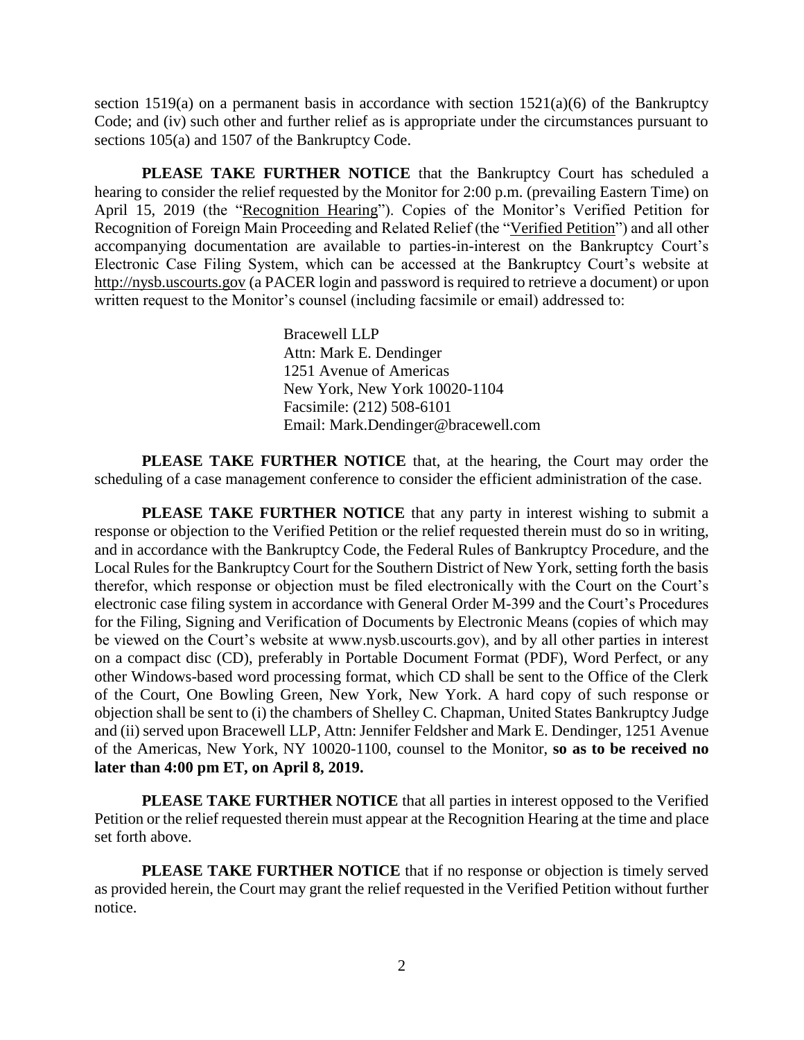section 1519(a) on a permanent basis in accordance with section 1521(a)(6) of the Bankruptcy Code; and (iv) such other and further relief as is appropriate under the circumstances pursuant to sections 105(a) and 1507 of the Bankruptcy Code.

**PLEASE TAKE FURTHER NOTICE** that the Bankruptcy Court has scheduled a hearing to consider the relief requested by the Monitor for 2:00 p.m. (prevailing Eastern Time) on April 15, 2019 (the "Recognition Hearing"). Copies of the Monitor's Verified Petition for Recognition of Foreign Main Proceeding and Related Relief (the "Verified Petition") and all other accompanying documentation are available to parties-in-interest on the Bankruptcy Court's Electronic Case Filing System, which can be accessed at the Bankruptcy Court's website at http://nysb.uscourts.gov (a PACER login and password is required to retrieve a document) or upon written request to the Monitor's counsel (including facsimile or email) addressed to:

> Bracewell LLP
> Attn: Mark E. Dendinger
> 1251 Avenue of Americas
> New York, New York 10020-1104
> Facsimile: (212) 508-6101
> Email: Mark.Dendinger@bracewell.com

**PLEASE TAKE FURTHER NOTICE** that, at the hearing, the Court may order the scheduling of a case management conference to consider the efficient administration of the case.

**PLEASE TAKE FURTHER NOTICE** that any party in interest wishing to submit a response or objection to the Verified Petition or the relief requested therein must do so in writing, and in accordance with the Bankruptcy Code, the Federal Rules of Bankruptcy Procedure, and the Local Rules for the Bankruptcy Court for the Southern District of New York, setting forth the basis therefor, which response or objection must be filed electronically with the Court on the Court's electronic case filing system in accordance with General Order M-399 and the Court's Procedures for the Filing, Signing and Verification of Documents by Electronic Means (copies of which may be viewed on the Court's website at www.nysb.uscourts.gov), and by all other parties in interest on a compact disc (CD), preferably in Portable Document Format (PDF), Word Perfect, or any other Windows-based word processing format, which CD shall be sent to the Office of the Clerk of the Court, One Bowling Green, New York, New York. A hard copy of such response or objection shall be sent to (i) the chambers of Shelley C. Chapman, United States Bankruptcy Judge and (ii) served upon Bracewell LLP, Attn: Jennifer Feldsher and Mark E. Dendinger, 1251 Avenue of the Americas, New York, NY 10020-1100, counsel to the Monitor, **so as to be received no later than 4:00 pm ET, on April 8, 2019.**

**PLEASE TAKE FURTHER NOTICE** that all parties in interest opposed to the Verified Petition or the relief requested therein must appear at the Recognition Hearing at the time and place set forth above.

**PLEASE TAKE FURTHER NOTICE** that if no response or objection is timely served as provided herein, the Court may grant the relief requested in the Verified Petition without further notice.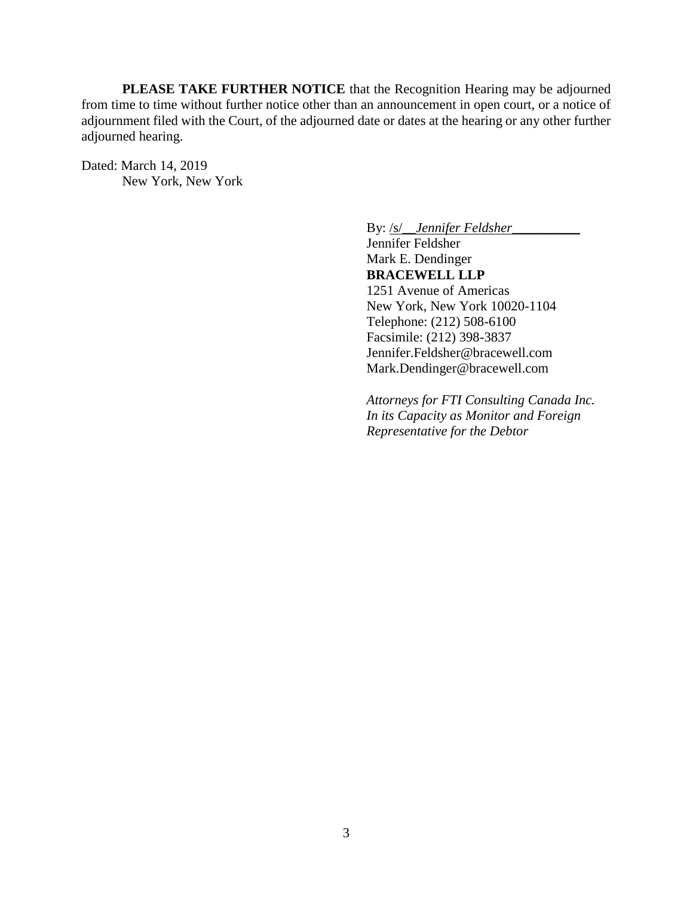**PLEASE TAKE FURTHER NOTICE** that the Recognition Hearing may be adjourned from time to time without further notice other than an announcement in open court, or a notice of adjournment filed with the Court, of the adjourned date or dates at the hearing or any other further adjourned hearing.

Dated: March 14, 2019
New York, New York

By: /s/__*Jennifer Feldsher*__________
Jennifer Feldsher
Mark E. Dendinger
**BRACEWELL LLP**
1251 Avenue of Americas
New York, New York 10020-1104
Telephone: (212) 508-6100
Facsimile: (212) 398-3837
Jennifer.Feldsher@bracewell.com
Mark.Dendinger@bracewell.com

*Attorneys for FTI Consulting Canada Inc. In its Capacity as Monitor and Foreign Representative for the Debtor*